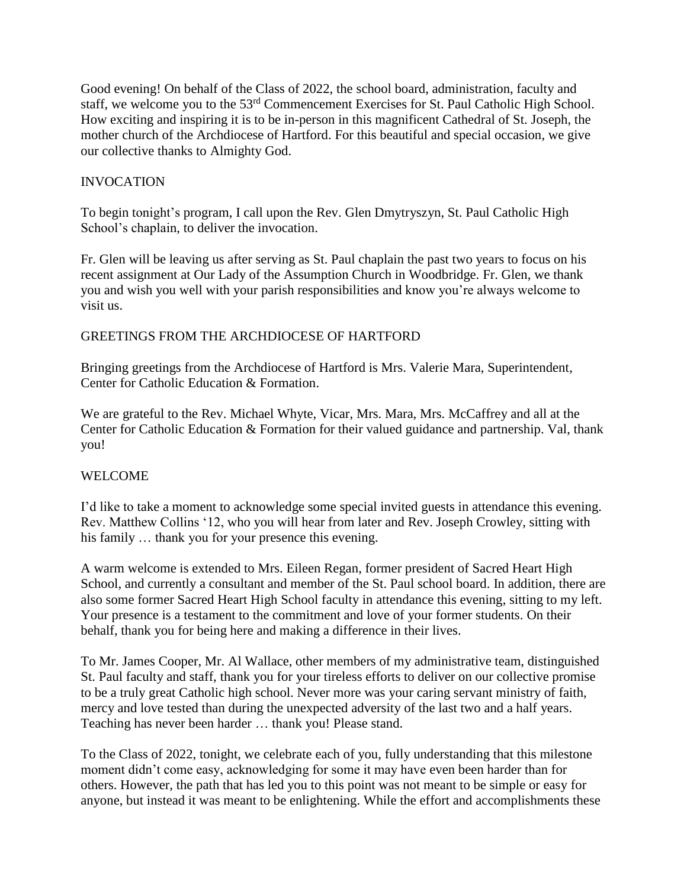Good evening! On behalf of the Class of 2022, the school board, administration, faculty and staff, we welcome you to the 53rd Commencement Exercises for St. Paul Catholic High School. How exciting and inspiring it is to be in-person in this magnificent Cathedral of St. Joseph, the mother church of the Archdiocese of Hartford. For this beautiful and special occasion, we give our collective thanks to Almighty God.

## INVOCATION

To begin tonight's program, I call upon the Rev. Glen Dmytryszyn, St. Paul Catholic High School's chaplain, to deliver the invocation.

Fr. Glen will be leaving us after serving as St. Paul chaplain the past two years to focus on his recent assignment at Our Lady of the Assumption Church in Woodbridge. Fr. Glen, we thank you and wish you well with your parish responsibilities and know you're always welcome to visit us.

## GREETINGS FROM THE ARCHDIOCESE OF HARTFORD

Bringing greetings from the Archdiocese of Hartford is Mrs. Valerie Mara, Superintendent, Center for Catholic Education & Formation.

We are grateful to the Rev. Michael Whyte, Vicar, Mrs. Mara, Mrs. McCaffrey and all at the Center for Catholic Education & Formation for their valued guidance and partnership. Val, thank you!

## WELCOME

I'd like to take a moment to acknowledge some special invited guests in attendance this evening. Rev. Matthew Collins '12, who you will hear from later and Rev. Joseph Crowley, sitting with his family … thank you for your presence this evening.

A warm welcome is extended to Mrs. Eileen Regan, former president of Sacred Heart High School, and currently a consultant and member of the St. Paul school board. In addition, there are also some former Sacred Heart High School faculty in attendance this evening, sitting to my left. Your presence is a testament to the commitment and love of your former students. On their behalf, thank you for being here and making a difference in their lives.

To Mr. James Cooper, Mr. Al Wallace, other members of my administrative team, distinguished St. Paul faculty and staff, thank you for your tireless efforts to deliver on our collective promise to be a truly great Catholic high school. Never more was your caring servant ministry of faith, mercy and love tested than during the unexpected adversity of the last two and a half years. Teaching has never been harder … thank you! Please stand.

To the Class of 2022, tonight, we celebrate each of you, fully understanding that this milestone moment didn't come easy, acknowledging for some it may have even been harder than for others. However, the path that has led you to this point was not meant to be simple or easy for anyone, but instead it was meant to be enlightening. While the effort and accomplishments these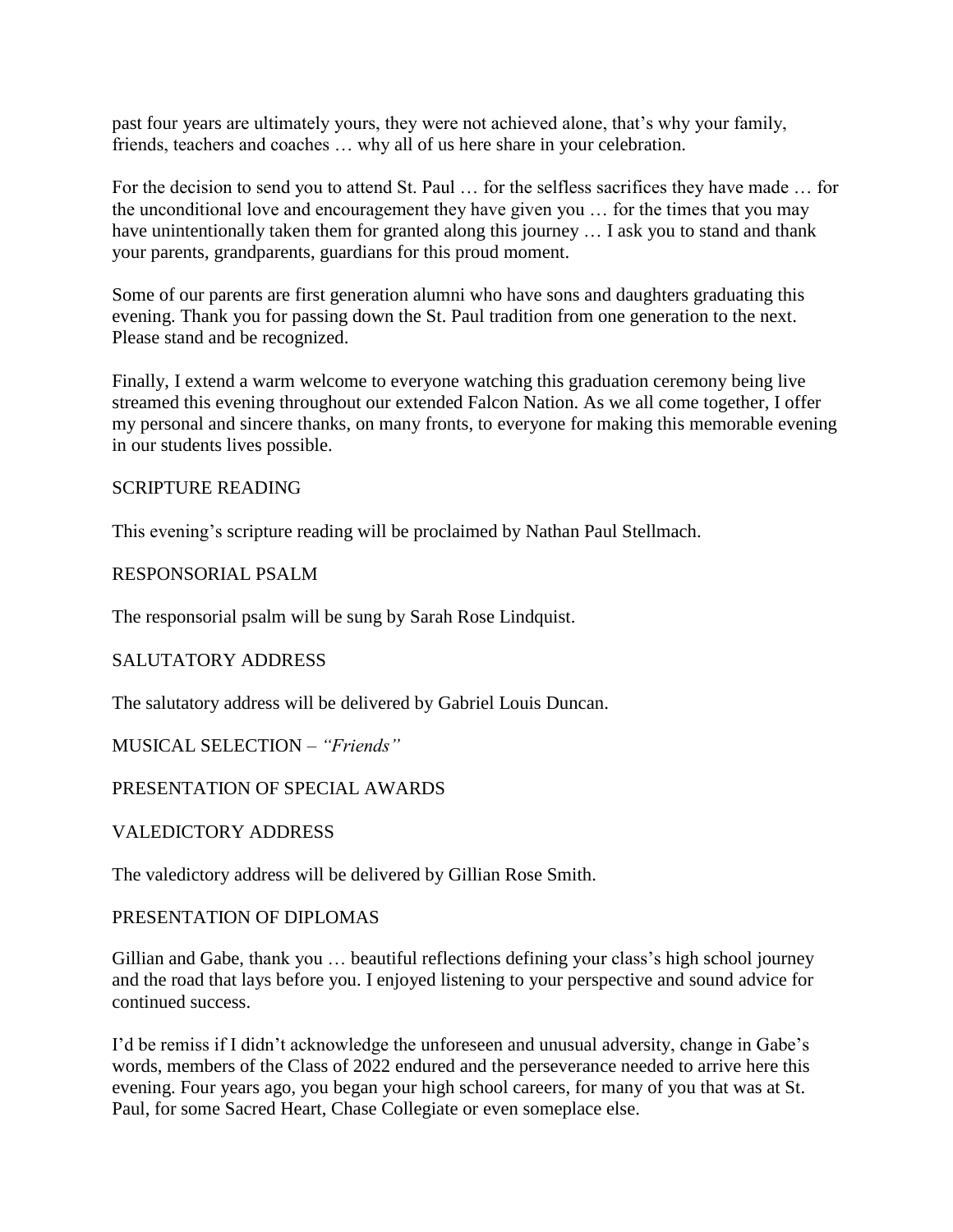past four years are ultimately yours, they were not achieved alone, that's why your family, friends, teachers and coaches … why all of us here share in your celebration.

For the decision to send you to attend St. Paul … for the selfless sacrifices they have made … for the unconditional love and encouragement they have given you … for the times that you may have unintentionally taken them for granted along this journey … I ask you to stand and thank your parents, grandparents, guardians for this proud moment.

Some of our parents are first generation alumni who have sons and daughters graduating this evening. Thank you for passing down the St. Paul tradition from one generation to the next. Please stand and be recognized.

Finally, I extend a warm welcome to everyone watching this graduation ceremony being live streamed this evening throughout our extended Falcon Nation. As we all come together, I offer my personal and sincere thanks, on many fronts, to everyone for making this memorable evening in our students lives possible.

SCRIPTURE READING

This evening's scripture reading will be proclaimed by Nathan Paul Stellmach.

RESPONSORIAL PSALM

The responsorial psalm will be sung by Sarah Rose Lindquist.

SALUTATORY ADDRESS

The salutatory address will be delivered by Gabriel Louis Duncan.

MUSICAL SELECTION – *"Friends"*

PRESENTATION OF SPECIAL AWARDS

VALEDICTORY ADDRESS

The valedictory address will be delivered by Gillian Rose Smith.

PRESENTATION OF DIPLOMAS

Gillian and Gabe, thank you … beautiful reflections defining your class's high school journey and the road that lays before you. I enjoyed listening to your perspective and sound advice for continued success.

I'd be remiss if I didn't acknowledge the unforeseen and unusual adversity, change in Gabe's words, members of the Class of 2022 endured and the perseverance needed to arrive here this evening. Four years ago, you began your high school careers, for many of you that was at St. Paul, for some Sacred Heart, Chase Collegiate or even someplace else.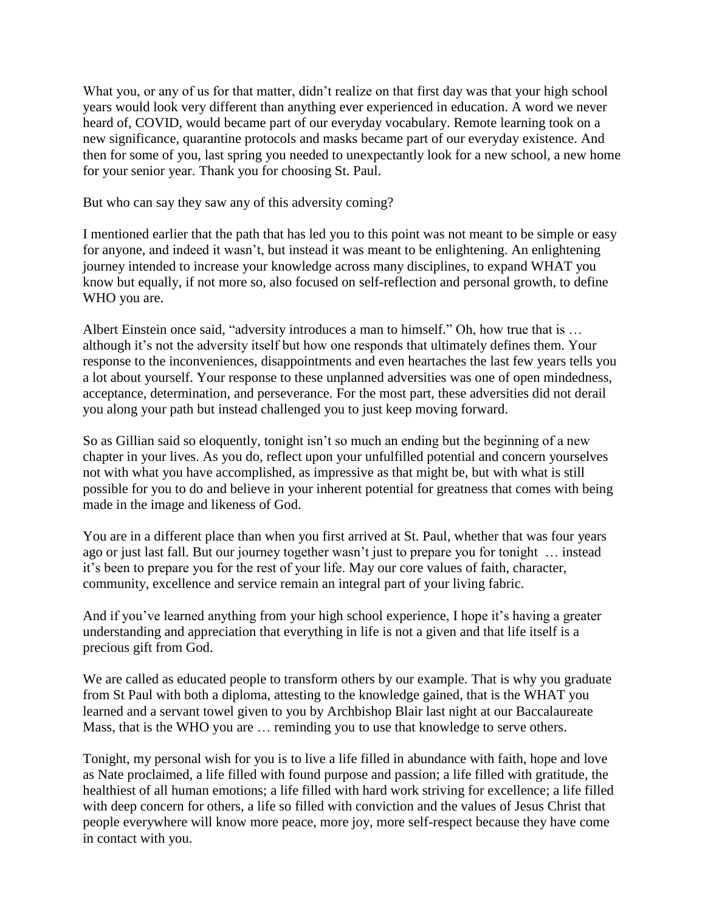What you, or any of us for that matter, didn't realize on that first day was that your high school years would look very different than anything ever experienced in education. A word we never heard of, COVID, would became part of our everyday vocabulary. Remote learning took on a new significance, quarantine protocols and masks became part of our everyday existence. And then for some of you, last spring you needed to unexpectantly look for a new school, a new home for your senior year. Thank you for choosing St. Paul.

But who can say they saw any of this adversity coming?

I mentioned earlier that the path that has led you to this point was not meant to be simple or easy for anyone, and indeed it wasn't, but instead it was meant to be enlightening. An enlightening journey intended to increase your knowledge across many disciplines, to expand WHAT you know but equally, if not more so, also focused on self-reflection and personal growth, to define WHO you are.

Albert Einstein once said, "adversity introduces a man to himself." Oh, how true that is … although it's not the adversity itself but how one responds that ultimately defines them. Your response to the inconveniences, disappointments and even heartaches the last few years tells you a lot about yourself. Your response to these unplanned adversities was one of open mindedness, acceptance, determination, and perseverance. For the most part, these adversities did not derail you along your path but instead challenged you to just keep moving forward.

So as Gillian said so eloquently, tonight isn't so much an ending but the beginning of a new chapter in your lives. As you do, reflect upon your unfulfilled potential and concern yourselves not with what you have accomplished, as impressive as that might be, but with what is still possible for you to do and believe in your inherent potential for greatness that comes with being made in the image and likeness of God.

You are in a different place than when you first arrived at St. Paul, whether that was four years ago or just last fall. But our journey together wasn't just to prepare you for tonight … instead it's been to prepare you for the rest of your life. May our core values of faith, character, community, excellence and service remain an integral part of your living fabric.

And if you've learned anything from your high school experience, I hope it's having a greater understanding and appreciation that everything in life is not a given and that life itself is a precious gift from God.

We are called as educated people to transform others by our example. That is why you graduate from St Paul with both a diploma, attesting to the knowledge gained, that is the WHAT you learned and a servant towel given to you by Archbishop Blair last night at our Baccalaureate Mass, that is the WHO you are … reminding you to use that knowledge to serve others.

Tonight, my personal wish for you is to live a life filled in abundance with faith, hope and love as Nate proclaimed, a life filled with found purpose and passion; a life filled with gratitude, the healthiest of all human emotions; a life filled with hard work striving for excellence; a life filled with deep concern for others, a life so filled with conviction and the values of Jesus Christ that people everywhere will know more peace, more joy, more self-respect because they have come in contact with you.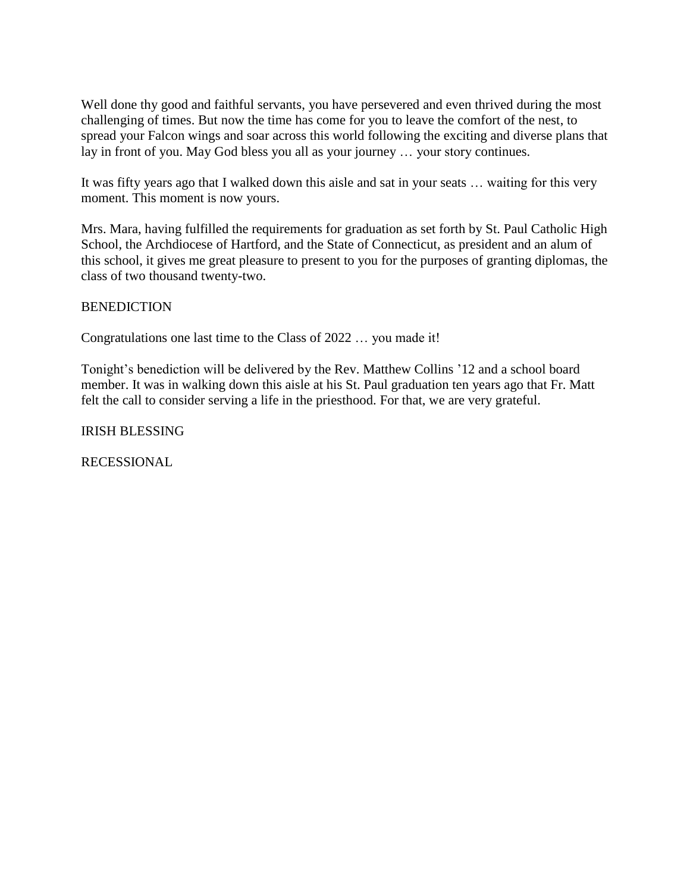Well done thy good and faithful servants, you have persevered and even thrived during the most challenging of times. But now the time has come for you to leave the comfort of the nest, to spread your Falcon wings and soar across this world following the exciting and diverse plans that lay in front of you. May God bless you all as your journey … your story continues.

It was fifty years ago that I walked down this aisle and sat in your seats … waiting for this very moment. This moment is now yours.

Mrs. Mara, having fulfilled the requirements for graduation as set forth by St. Paul Catholic High School, the Archdiocese of Hartford, and the State of Connecticut, as president and an alum of this school, it gives me great pleasure to present to you for the purposes of granting diplomas, the class of two thousand twenty-two.

BENEDICTION

Congratulations one last time to the Class of 2022 … you made it!

Tonight's benediction will be delivered by the Rev. Matthew Collins '12 and a school board member. It was in walking down this aisle at his St. Paul graduation ten years ago that Fr. Matt felt the call to consider serving a life in the priesthood. For that, we are very grateful.

IRISH BLESSING

RECESSIONAL